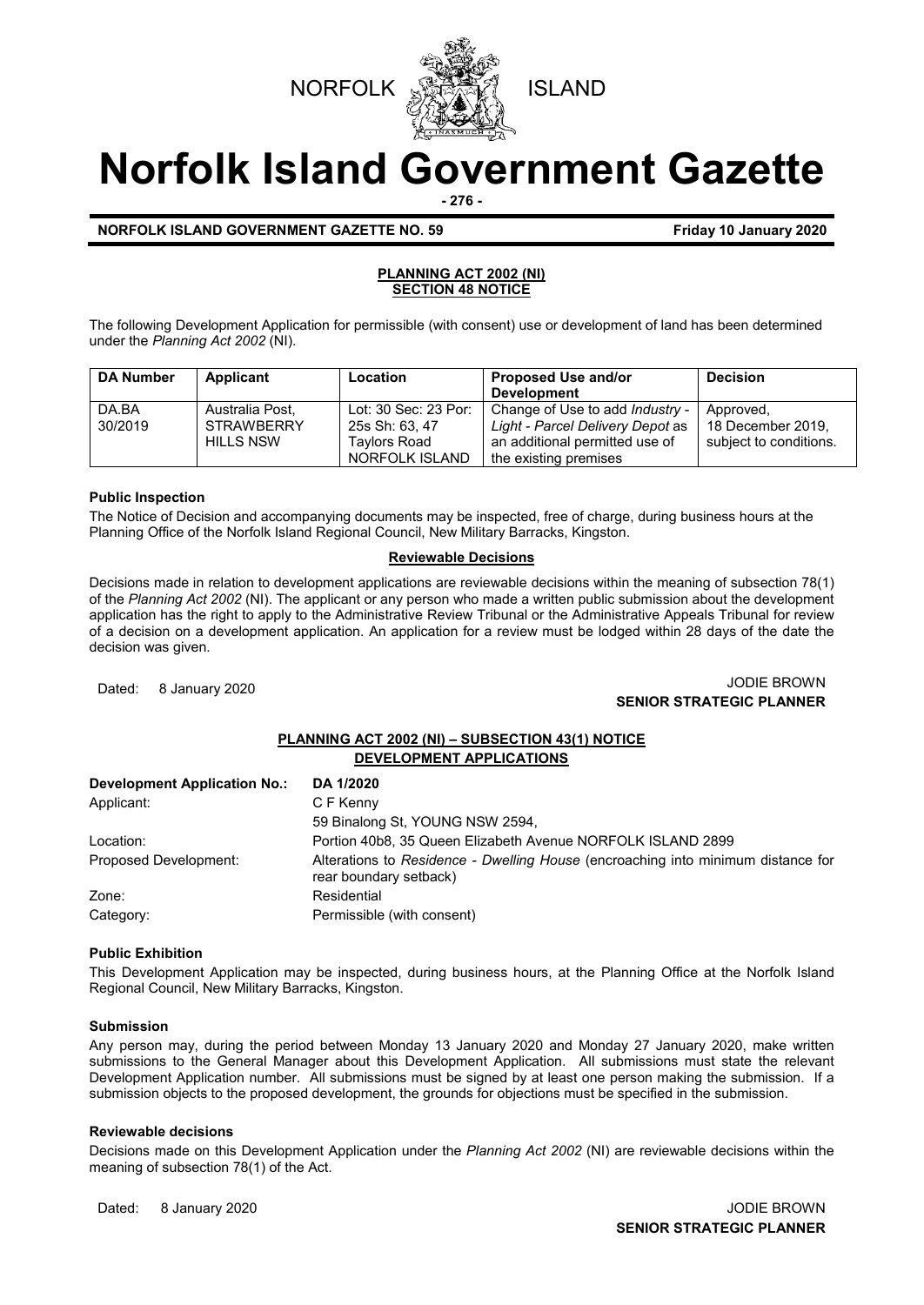NORFOLK ISLAND

# Norfolk Island Government Gazette

**NORFOLK ISLAND GOVERNMENT GAZETTE NO. 59** **Friday 10 January 2020**

## PLANNING ACT 2002 (NI) SECTION 48 NOTICE

The following Development Application for permissible (with consent) use or development of land has been determined under the *Planning Act 2002* (NI).

| DA Number | Applicant | Location | Proposed Use and/or Development | Decision |
|---|---|---|---|---|
| DA.BA 30/2019 | Australia Post, STRAWBERRY HILLS NSW | Lot: 30 Sec: 23 Por: 25s Sh: 63, 47 Taylors Road NORFOLK ISLAND | Change of Use to add *Industry - Light - Parcel Delivery Depot* as an additional permitted use of the existing premises | Approved, 18 December 2019, subject to conditions. |

### Public Inspection

The Notice of Decision and accompanying documents may be inspected, free of charge, during business hours at the Planning Office of the Norfolk Island Regional Council, New Military Barracks, Kingston.

### Reviewable Decisions

Decisions made in relation to development applications are reviewable decisions within the meaning of subsection 78(1) of the *Planning Act 2002* (NI). The applicant or any person who made a written public submission about the development application has the right to apply to the Administrative Review Tribunal or the Administrative Appeals Tribunal for review of a decision on a development application. An application for a review must be lodged within 28 days of the date the decision was given.

Dated: 8 January 2020

JODIE BROWN
**SENIOR STRATEGIC PLANNER**

## PLANNING ACT 2002 (NI) – SUBSECTION 43(1) NOTICE DEVELOPMENT APPLICATIONS

| | |
|---|---|
| **Development Application No.:** | **DA 1/2020** |
| Applicant: | C F Kenny<br>59 Binalong St, YOUNG NSW 2594, |
| Location: | Portion 40b8, 35 Queen Elizabeth Avenue NORFOLK ISLAND 2899 |
| Proposed Development: | Alterations to *Residence - Dwelling House* (encroaching into minimum distance for rear boundary setback) |
| Zone: | Residential |
| Category: | Permissible (with consent) |

### Public Exhibition

This Development Application may be inspected, during business hours, at the Planning Office at the Norfolk Island Regional Council, New Military Barracks, Kingston.

### Submission

Any person may, during the period between Monday 13 January 2020 and Monday 27 January 2020, make written submissions to the General Manager about this Development Application. All submissions must state the relevant Development Application number. All submissions must be signed by at least one person making the submission. If a submission objects to the proposed development, the grounds for objections must be specified in the submission.

### Reviewable decisions

Decisions made on this Development Application under the *Planning Act 2002* (NI) are reviewable decisions within the meaning of subsection 78(1) of the Act.

Dated: 8 January 2020

JODIE BROWN
**SENIOR STRATEGIC PLANNER**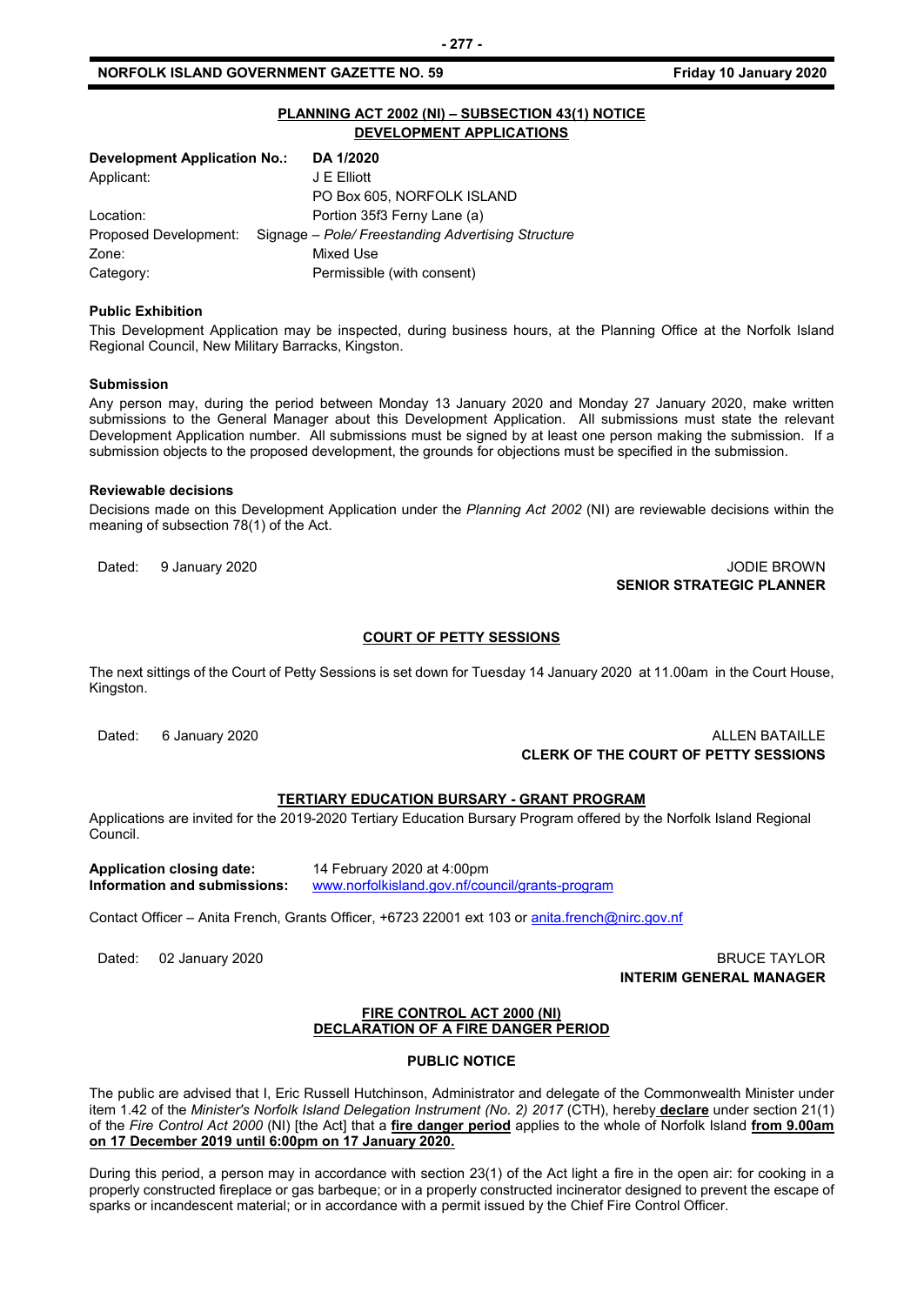## PLANNING ACT 2002 (NI) – SUBSECTION 43(1) NOTICE
## DEVELOPMENT APPLICATIONS

| **Development Application No.:** | **DA 1/2020** |
|---|---|
| Applicant: | J E Elliott<br>PO Box 605, NORFOLK ISLAND |
| Location: | Portion 35f3 Ferny Lane (a) |
| Proposed Development: | Signage – *Pole/ Freestanding Advertising Structure* |
| Zone: | Mixed Use |
| Category: | Permissible (with consent) |

**Public Exhibition**

This Development Application may be inspected, during business hours, at the Planning Office at the Norfolk Island Regional Council, New Military Barracks, Kingston.

**Submission**

Any person may, during the period between Monday 13 January 2020 and Monday 27 January 2020, make written submissions to the General Manager about this Development Application. All submissions must state the relevant Development Application number. All submissions must be signed by at least one person making the submission. If a submission objects to the proposed development, the grounds for objections must be specified in the submission.

**Reviewable decisions**

Decisions made on this Development Application under the *Planning Act 2002* (NI) are reviewable decisions within the meaning of subsection 78(1) of the Act.

Dated: 9 January 2020

JODIE BROWN
**SENIOR STRATEGIC PLANNER**

## COURT OF PETTY SESSIONS

The next sittings of the Court of Petty Sessions is set down for Tuesday 14 January 2020 at 11.00am in the Court House, Kingston.

Dated: 6 January 2020

ALLEN BATAILLE
**CLERK OF THE COURT OF PETTY SESSIONS**

## TERTIARY EDUCATION BURSARY - GRANT PROGRAM

Applications are invited for the 2019-2020 Tertiary Education Bursary Program offered by the Norfolk Island Regional Council.

**Application closing date:** 14 February 2020 at 4:00pm
**Information and submissions:** www.norfolkisland.gov.nf/council/grants-program

Contact Officer – Anita French, Grants Officer, +6723 22001 ext 103 or anita.french@nirc.gov.nf

Dated: 02 January 2020

BRUCE TAYLOR
**INTERIM GENERAL MANAGER**

## FIRE CONTROL ACT 2000 (NI)
## DECLARATION OF A FIRE DANGER PERIOD

**PUBLIC NOTICE**

The public are advised that I, Eric Russell Hutchinson, Administrator and delegate of the Commonwealth Minister under item 1.42 of the *Minister's Norfolk Island Delegation Instrument (No. 2) 2017* (CTH), hereby **declare** under section 21(1) of the *Fire Control Act 2000* (NI) [the Act] that a **fire danger period** applies to the whole of Norfolk Island **from 9.00am on 17 December 2019 until 6:00pm on 17 January 2020.**

During this period, a person may in accordance with section 23(1) of the Act light a fire in the open air: for cooking in a properly constructed fireplace or gas barbeque; or in a properly constructed incinerator designed to prevent the escape of sparks or incandescent material; or in accordance with a permit issued by the Chief Fire Control Officer.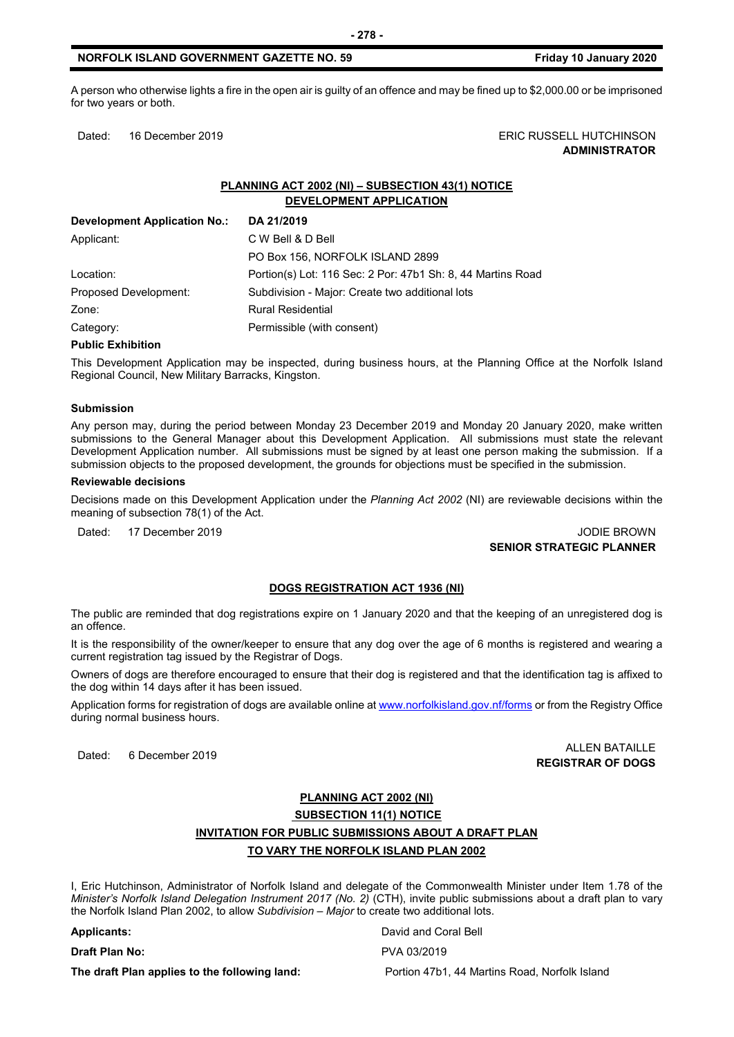A person who otherwise lights a fire in the open air is guilty of an offence and may be fined up to $2,000.00 or be imprisoned for two years or both.

Dated: 16 December 2019

ERIC RUSSELL HUTCHINSON
**ADMINISTRATOR**

## PLANNING ACT 2002 (NI) – SUBSECTION 43(1) NOTICE
## DEVELOPMENT APPLICATION

| **Development Application No.:** | **DA 21/2019** |
|---|---|
| Applicant: | C W Bell & D Bell |
| | PO Box 156, NORFOLK ISLAND 2899 |
| Location: | Portion(s) Lot: 116 Sec: 2 Por: 47b1 Sh: 8, 44 Martins Road |
| Proposed Development: | Subdivision - Major: Create two additional lots |
| Zone: | Rural Residential |
| Category: | Permissible (with consent) |

**Public Exhibition**

This Development Application may be inspected, during business hours, at the Planning Office at the Norfolk Island Regional Council, New Military Barracks, Kingston.

**Submission**

Any person may, during the period between Monday 23 December 2019 and Monday 20 January 2020, make written submissions to the General Manager about this Development Application. All submissions must state the relevant Development Application number. All submissions must be signed by at least one person making the submission. If a submission objects to the proposed development, the grounds for objections must be specified in the submission.

**Reviewable decisions**

Decisions made on this Development Application under the *Planning Act 2002* (NI) are reviewable decisions within the meaning of subsection 78(1) of the Act.

Dated: 17 December 2019

JODIE BROWN
**SENIOR STRATEGIC PLANNER**

## DOGS REGISTRATION ACT 1936 (NI)

The public are reminded that dog registrations expire on 1 January 2020 and that the keeping of an unregistered dog is an offence.

It is the responsibility of the owner/keeper to ensure that any dog over the age of 6 months is registered and wearing a current registration tag issued by the Registrar of Dogs.

Owners of dogs are therefore encouraged to ensure that their dog is registered and that the identification tag is affixed to the dog within 14 days after it has been issued.

Application forms for registration of dogs are available online at www.norfolkisland.gov.nf/forms or from the Registry Office during normal business hours.

Dated: 6 December 2019

ALLEN BATAILLE
**REGISTRAR OF DOGS**

## PLANNING ACT 2002 (NI)
## SUBSECTION 11(1) NOTICE
## INVITATION FOR PUBLIC SUBMISSIONS ABOUT A DRAFT PLAN TO VARY THE NORFOLK ISLAND PLAN 2002

I, Eric Hutchinson, Administrator of Norfolk Island and delegate of the Commonwealth Minister under Item 1.78 of the *Minister's Norfolk Island Delegation Instrument 2017 (No. 2)* (CTH), invite public submissions about a draft plan to vary the Norfolk Island Plan 2002, to allow *Subdivision – Major* to create two additional lots.

| | |
|---|---|
| **Applicants:** | David and Coral Bell |
| **Draft Plan No:** | PVA 03/2019 |
| **The draft Plan applies to the following land:** | Portion 47b1, 44 Martins Road, Norfolk Island |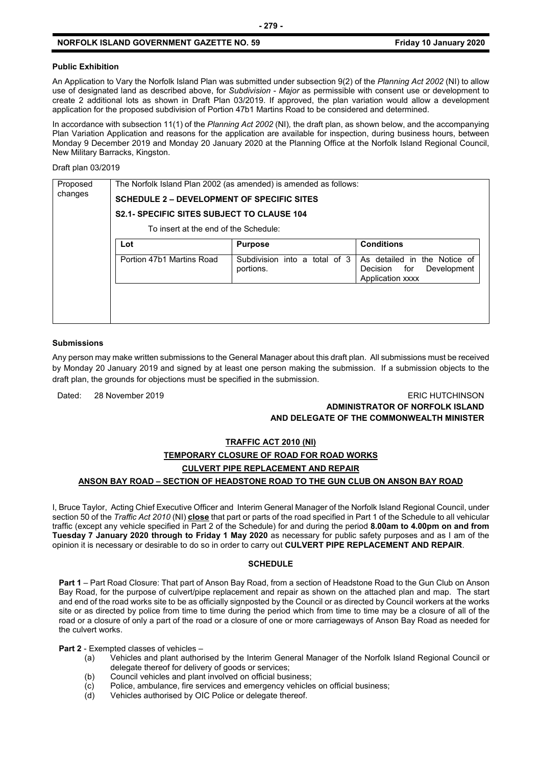### Public Exhibition

An Application to Vary the Norfolk Island Plan was submitted under subsection 9(2) of the *Planning Act 2002* (NI) to allow use of designated land as described above, for *Subdivision - Major* as permissible with consent use or development to create 2 additional lots as shown in Draft Plan 03/2019. If approved, the plan variation would allow a development application for the proposed subdivision of Portion 47b1 Martins Road to be considered and determined.

In accordance with subsection 11(1) of the *Planning Act 2002* (NI), the draft plan, as shown below, and the accompanying Plan Variation Application and reasons for the application are available for inspection, during business hours, between Monday 9 December 2019 and Monday 20 January 2020 at the Planning Office at the Norfolk Island Regional Council, New Military Barracks, Kingston.

Draft plan 03/2019

| Proposed changes | The Norfolk Island Plan 2002 (as amended) is amended as follows: | | |
|---|---|---|---|
| | **SCHEDULE 2 – DEVELOPMENT OF SPECIFIC SITES** | | |
| | **S2.1- SPECIFIC SITES SUBJECT TO CLAUSE 104** | | |
| | To insert at the end of the Schedule: | | |
| | **Lot** | **Purpose** | **Conditions** |
| | Portion 47b1 Martins Road | Subdivision into a total of 3 portions. | As detailed in the Notice of Decision for Development Application xxxx |

### Submissions

Any person may make written submissions to the General Manager about this draft plan. All submissions must be received by Monday 20 January 2019 and signed by at least one person making the submission. If a submission objects to the draft plan, the grounds for objections must be specified in the submission.

Dated: 28 November 2019

ERIC HUTCHINSON
**ADMINISTRATOR OF NORFOLK ISLAND AND DELEGATE OF THE COMMONWEALTH MINISTER**

## TRAFFIC ACT 2010 (NI)

## TEMPORARY CLOSURE OF ROAD FOR ROAD WORKS

## CULVERT PIPE REPLACEMENT AND REPAIR

## ANSON BAY ROAD – SECTION OF HEADSTONE ROAD TO THE GUN CLUB ON ANSON BAY ROAD

I, Bruce Taylor, Acting Chief Executive Officer and Interim General Manager of the Norfolk Island Regional Council, under section 50 of the *Traffic Act 2010* (NI) **close** that part or parts of the road specified in Part 1 of the Schedule to all vehicular traffic (except any vehicle specified in Part 2 of the Schedule) for and during the period **8.00am to 4.00pm on and from Tuesday 7 January 2020 through to Friday 1 May 2020** as necessary for public safety purposes and as I am of the opinion it is necessary or desirable to do so in order to carry out **CULVERT PIPE REPLACEMENT AND REPAIR**.

### SCHEDULE

**Part 1** – Part Road Closure: That part of Anson Bay Road, from a section of Headstone Road to the Gun Club on Anson Bay Road, for the purpose of culvert/pipe replacement and repair as shown on the attached plan and map. The start and end of the road works site to be as officially signposted by the Council or as directed by Council workers at the works site or as directed by police from time to time during the period which from time to time may be a closure of all of the road or a closure of only a part of the road or a closure of one or more carriageways of Anson Bay Road as needed for the culvert works.

**Part 2** - Exempted classes of vehicles –

(a) Vehicles and plant authorised by the Interim General Manager of the Norfolk Island Regional Council or delegate thereof for delivery of goods or services;
(b) Council vehicles and plant involved on official business;
(c) Police, ambulance, fire services and emergency vehicles on official business;
(d) Vehicles authorised by OIC Police or delegate thereof.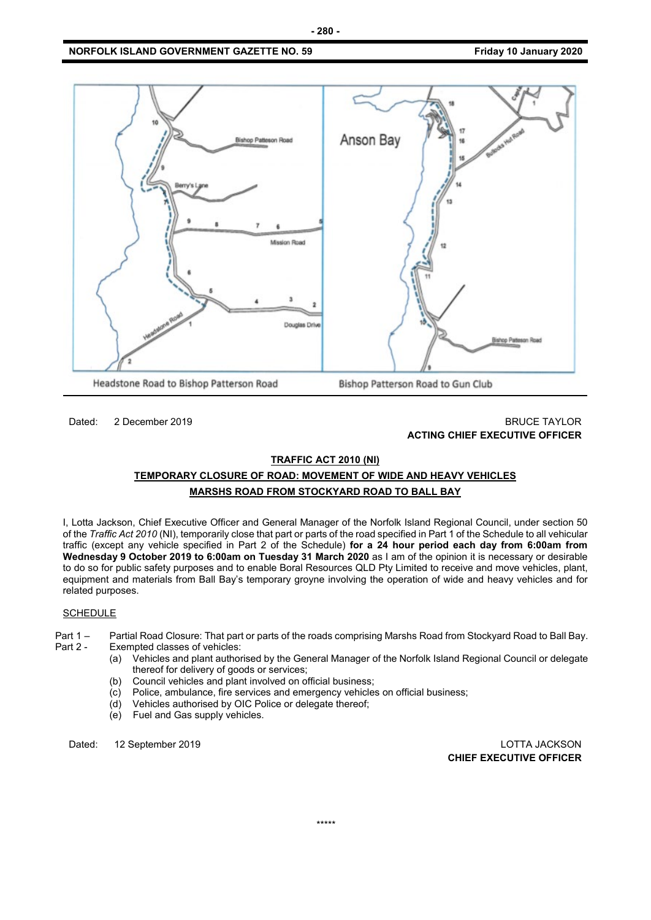Headstone Road to Bishop Patterson Road

Bishop Patterson Road to Gun Club

Dated: 2 December 2019

BRUCE TAYLOR
**ACTING CHIEF EXECUTIVE OFFICER**

**TRAFFIC ACT 2010 (NI)**

**TEMPORARY CLOSURE OF ROAD: MOVEMENT OF WIDE AND HEAVY VEHICLES**

**MARSHS ROAD FROM STOCKYARD ROAD TO BALL BAY**

I, Lotta Jackson, Chief Executive Officer and General Manager of the Norfolk Island Regional Council, under section 50 of the *Traffic Act 2010* (NI), temporarily close that part or parts of the road specified in Part 1 of the Schedule to all vehicular traffic (except any vehicle specified in Part 2 of the Schedule) **for a 24 hour period each day from 6:00am from Wednesday 9 October 2019 to 6:00am on Tuesday 31 March 2020** as I am of the opinion it is necessary or desirable to do so for public safety purposes and to enable Boral Resources QLD Pty Limited to receive and move vehicles, plant, equipment and materials from Ball Bay's temporary groyne involving the operation of wide and heavy vehicles and for related purposes.

SCHEDULE

Part 1 – Partial Road Closure: That part or parts of the roads comprising Marshs Road from Stockyard Road to Ball Bay.

Part 2 - Exempted classes of vehicles:

(a) Vehicles and plant authorised by the General Manager of the Norfolk Island Regional Council or delegate thereof for delivery of goods or services;
(b) Council vehicles and plant involved on official business;
(c) Police, ambulance, fire services and emergency vehicles on official business;
(d) Vehicles authorised by OIC Police or delegate thereof;
(e) Fuel and Gas supply vehicles.

Dated: 12 September 2019

LOTTA JACKSON
**CHIEF EXECUTIVE OFFICER**

*****